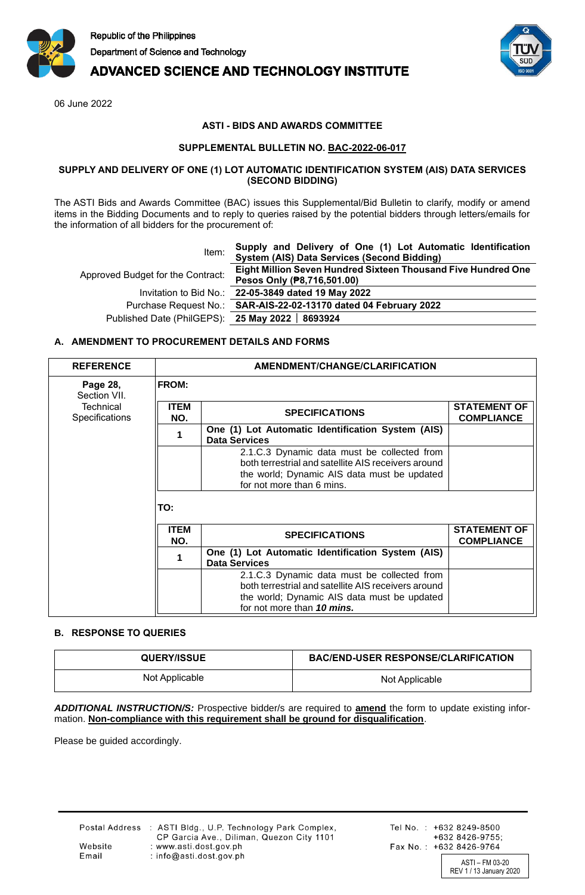Republic of the Philippines
Department of Science and Technology
**ADVANCED SCIENCE AND TECHNOLOGY INSTITUTE**

06 June 2022

**ASTI - BIDS AND AWARDS COMMITTEE**

**SUPPLEMENTAL BULLETIN NO. BAC-2022-06-017**

**SUPPLY AND DELIVERY OF ONE (1) LOT AUTOMATIC IDENTIFICATION SYSTEM (AIS) DATA SERVICES (SECOND BIDDING)**

The ASTI Bids and Awards Committee (BAC) issues this Supplemental/Bid Bulletin to clarify, modify or amend items in the Bidding Documents and to reply to queries raised by the potential bidders through letters/emails for the information of all bidders for the procurement of:

| | |
|---|---|
| Item: | **Supply and Delivery of One (1) Lot Automatic Identification System (AIS) Data Services (Second Bidding)** |
| Approved Budget for the Contract: | **Eight Million Seven Hundred Sixteen Thousand Five Hundred One Pesos Only (₱8,716,501.00)** |
| Invitation to Bid No.: | **22-05-3849 dated 19 May 2022** |
| Purchase Request No.: | **SAR-AIS-22-02-13170 dated 04 February 2022** |
| Published Date (PhilGEPS): | **25 May 2022 \| 8693924** |

## A. AMENDMENT TO PROCUREMENT DETAILS AND FORMS

| REFERENCE | AMENDMENT/CHANGE/CLARIFICATION | | |
|---|---|---|---|
| **Page 28,** Section VII. Technical Specifications | **FROM:** | | |
| | **ITEM NO.** | **SPECIFICATIONS** | **STATEMENT OF COMPLIANCE** |
| | **1** | **One (1) Lot Automatic Identification System (AIS) Data Services** | |
| | | 2.1.C.3 Dynamic data must be collected from both terrestrial and satellite AIS receivers around the world; Dynamic AIS data must be updated for not more than 6 mins. | |
| | **TO:** | | |
| | **ITEM NO.** | **SPECIFICATIONS** | **STATEMENT OF COMPLIANCE** |
| | **1** | **One (1) Lot Automatic Identification System (AIS) Data Services** | |
| | | 2.1.C.3 Dynamic data must be collected from both terrestrial and satellite AIS receivers around the world; Dynamic AIS data must be updated for not more than ***10 mins.*** | |

## B. RESPONSE TO QUERIES

| QUERY/ISSUE | BAC/END-USER RESPONSE/CLARIFICATION |
|---|---|
| Not Applicable | Not Applicable |

***ADDITIONAL INSTRUCTION/S:*** Prospective bidder/s are required to **amend** the form to update existing information. **Non-compliance with this requirement shall be ground for disqualification**.

Please be guided accordingly.

Postal Address : ASTI Bldg., U.P. Technology Park Complex, CP Garcia Ave., Diliman, Quezon City 1101
Website : www.asti.dost.gov.ph
Email : info@asti.dost.gov.ph

Tel No. : +632 8249-8500
+632 8426-9755;
Fax No. : +632 8426-9764

ASTI – FM 03-20
REV 1 / 13 January 2020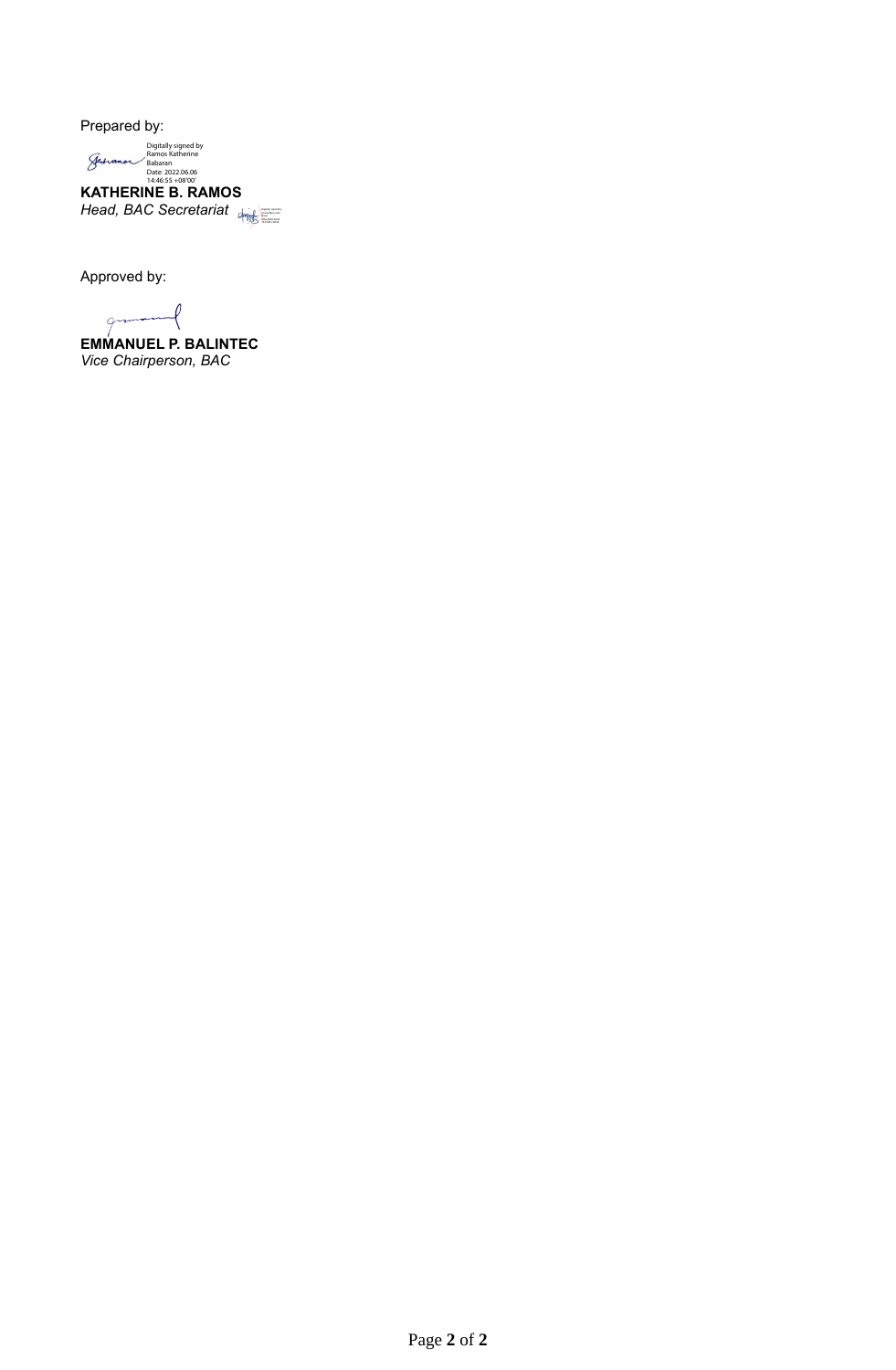Prepared by:

Digitally signed by Ramos Katherine Babaran
Date: 2022.06.06 14:46:55 +08'00'

**KATHERINE B. RAMOS**
*Head, BAC Secretariat*

Approved by:

**EMMANUEL P. BALINTEC**
*Vice Chairperson, BAC*